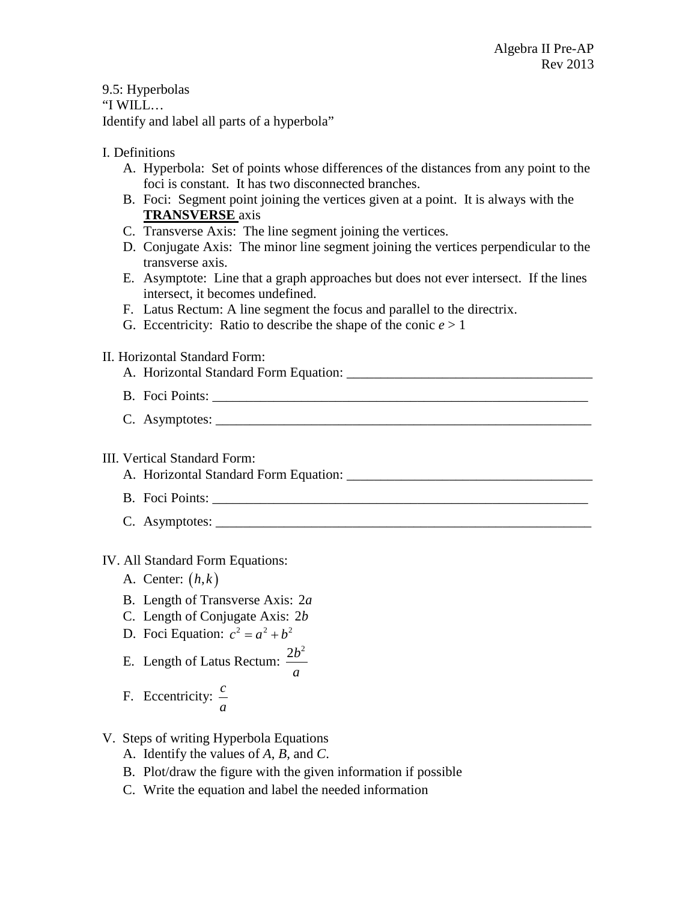Algebra II Pre-AP
Rev 2013

9.5: Hyperbolas
"I WILL…
Identify and label all parts of a hyperbola"

I. Definitions

A. Hyperbola: Set of points whose differences of the distances from any point to the foci is constant. It has two disconnected branches.
B. Foci: Segment point joining the vertices given at a point. It is always with the **TRANSVERSE** axis
C. Transverse Axis: The line segment joining the vertices.
D. Conjugate Axis: The minor line segment joining the vertices perpendicular to the transverse axis.
E. Asymptote: Line that a graph approaches but does not ever intersect. If the lines intersect, it becomes undefined.
F. Latus Rectum: A line segment the focus and parallel to the directrix.
G. Eccentricity: Ratio to describe the shape of the conic $e > 1$

II. Horizontal Standard Form:

A. Horizontal Standard Form Equation: ___________________________________
B. Foci Points: ________________________________________________________
C. Asymptotes: ________________________________________________________

III. Vertical Standard Form:

A. Horizontal Standard Form Equation: ___________________________________
B. Foci Points: ________________________________________________________
C. Asymptotes: ________________________________________________________

IV. All Standard Form Equations:

A. Center: $(h,k)$
B. Length of Transverse Axis: $2a$
C. Length of Conjugate Axis: $2b$
D. Foci Equation: $c^2 = a^2 + b^2$
E. Length of Latus Rectum: $\frac{2b^2}{a}$
F. Eccentricity: $\frac{c}{a}$

V. Steps of writing Hyperbola Equations

A. Identify the values of *A*, *B*, and *C*.
B. Plot/draw the figure with the given information if possible
C. Write the equation and label the needed information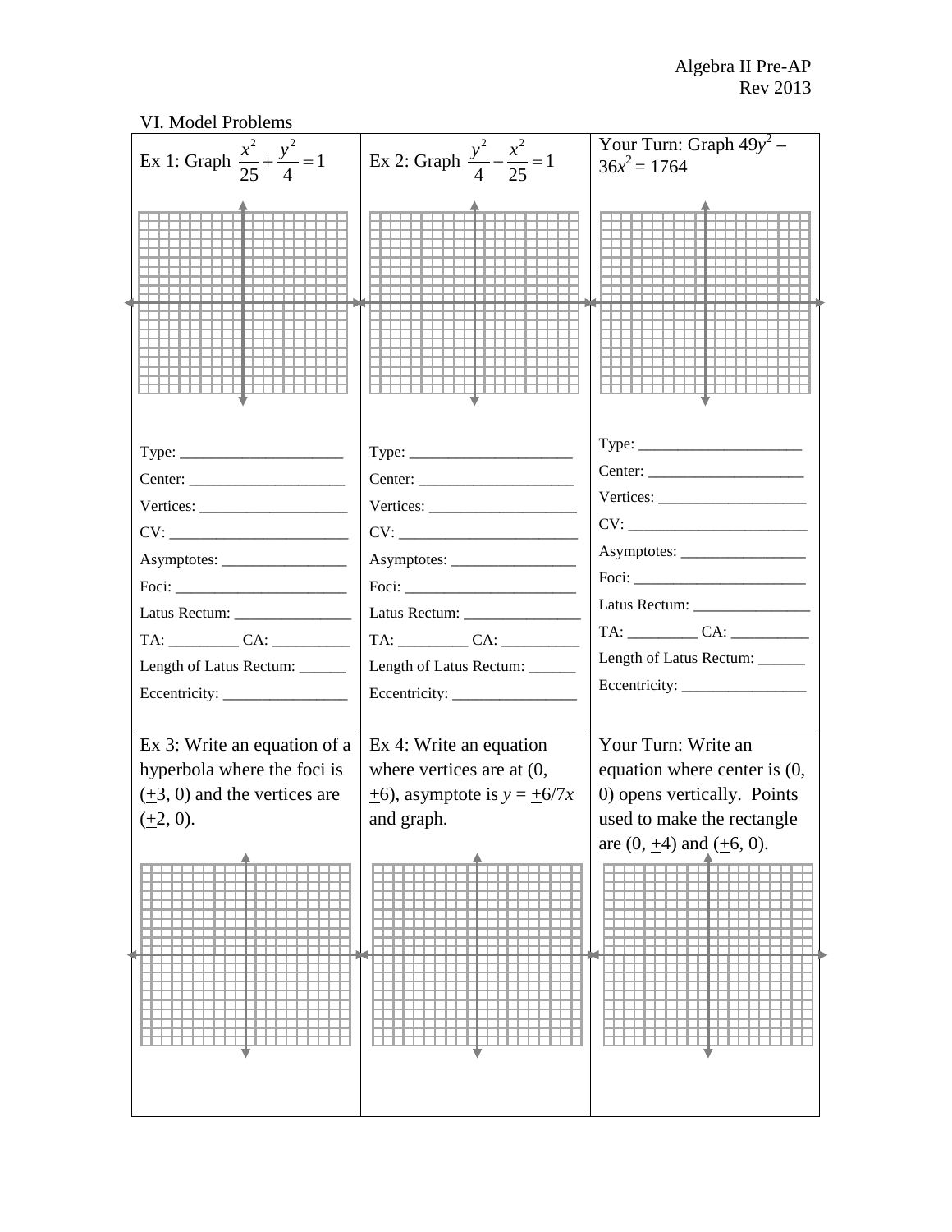## VI. Model Problems

| Ex 1: Graph $\frac{x^2}{25}+\frac{y^2}{4}=1$ | Ex 2: Graph $\frac{y^2}{4}-\frac{x^2}{25}=1$ | Your Turn: Graph $49y^2 - 36x^2 = 1764$ |
| --- | --- | --- |
| Type: ____________________ | Type: ____________________ | Type: ____________________ |
| Center: ____________________ | Center: ____________________ | Center: ____________________ |
| Vertices: __________________ | Vertices: __________________ | Vertices: __________________ |
| CV: ______________________ | CV: ______________________ | CV: ______________________ |
| Asymptotes: ________________ | Asymptotes: ________________ | Asymptotes: ________________ |
| Foci: ______________________ | Foci: ______________________ | Foci: ______________________ |
| Latus Rectum: ______________ | Latus Rectum: ______________ | Latus Rectum: ______________ |
| TA: _________ CA: __________ | TA: _________ CA: __________ | TA: _________ CA: __________ |
| Length of Latus Rectum: ______ | Length of Latus Rectum: ______ | Length of Latus Rectum: ______ |
| Eccentricity: ________________ | Eccentricity: ________________ | Eccentricity: ________________ |

| Ex 3: Write an equation of a hyperbola where the foci is ($\pm$3, 0) and the vertices are ($\pm$2, 0). | Ex 4: Write an equation where vertices are at (0, $\pm$6), asymptote is $y = \pm 6/7x$ and graph. | Your Turn: Write an equation where center is (0, 0) opens vertically. Points used to make the rectangle are (0, $\pm$4) and ($\pm$6, 0). |
| --- | --- | --- |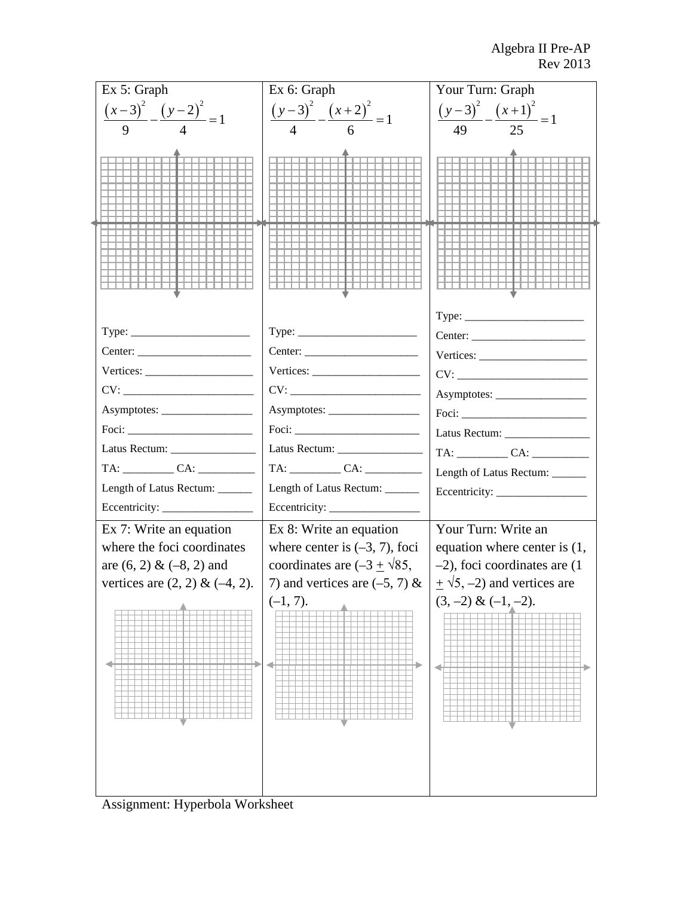Ex 5: Graph $\frac{(x-3)^2}{9} - \frac{(y-2)^2}{4} = 1$

Type: ____________________

Center: ___________________

Vertices: __________________

CV: _______________________

Asymptotes: _______________

Foci: ______________________

Latus Rectum: ______________

TA: ________ CA: _________

Length of Latus Rectum: ______

Eccentricity: _______________

Ex 6: Graph $\frac{(y-3)^2}{4} - \frac{(x+2)^2}{6} = 1$

Type: ____________________

Center: ___________________

Vertices: __________________

CV: _______________________

Asymptotes: _______________

Foci: ______________________

Latus Rectum: ______________

TA: ________ CA: _________

Length of Latus Rectum: ______

Eccentricity: _______________

Your Turn: Graph $\frac{(y-3)^2}{49} - \frac{(x+1)^2}{25} = 1$

Type: ____________________

Center: ___________________

Vertices: __________________

CV: _______________________

Asymptotes: _______________

Foci: ______________________

Latus Rectum: ______________

TA: ________ CA: _________

Length of Latus Rectum: ______

Eccentricity: _______________

Ex 7: Write an equation where the foci coordinates are (6, 2) & (–8, 2) and vertices are (2, 2) & (–4, 2).

Ex 8: Write an equation where center is (–3, 7), foci coordinates are ($-3 \pm \sqrt{85}$, 7) and vertices are (–5, 7) & (–1, 7).

Your Turn: Write an equation where center is (1, –2), foci coordinates are ($1 \pm \sqrt{5}$, –2) and vertices are (3, –2) & (–1, –2).

Assignment: Hyperbola Worksheet